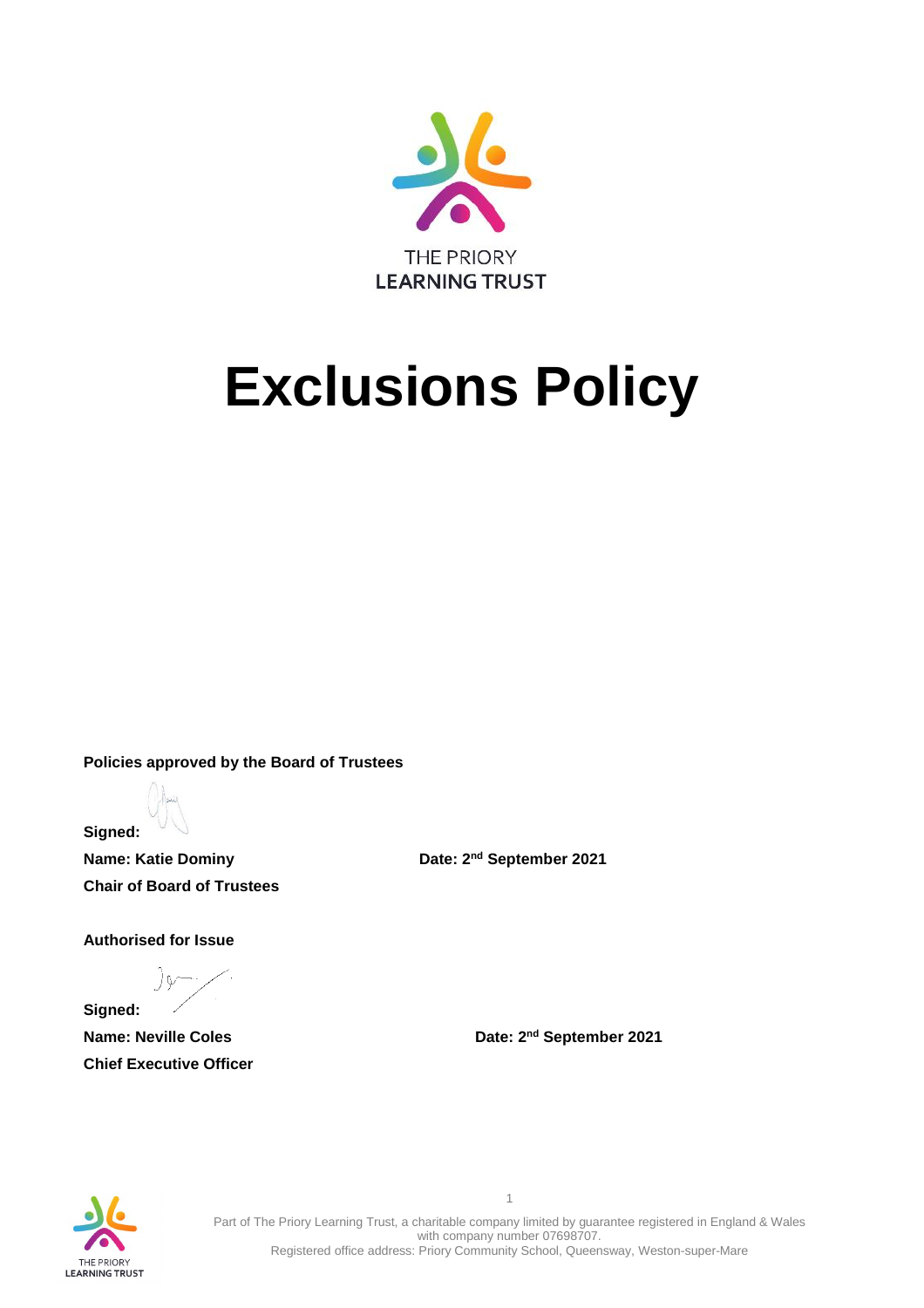THE PRIORY
LEARNING TRUST

# Exclusions Policy

**Policies approved by the Board of Trustees**

**Signed:**

**Name: Katie Dominy**

**Chair of Board of Trustees**

**Date: 2nd September 2021**

**Authorised for Issue**

**Signed:**

**Name: Neville Coles**

**Chief Executive Officer**

**Date: 2nd September 2021**

Part of The Priory Learning Trust, a charitable company limited by guarantee registered in England & Wales with company number 07698707.
Registered office address: Priory Community School, Queensway, Weston-super-Mare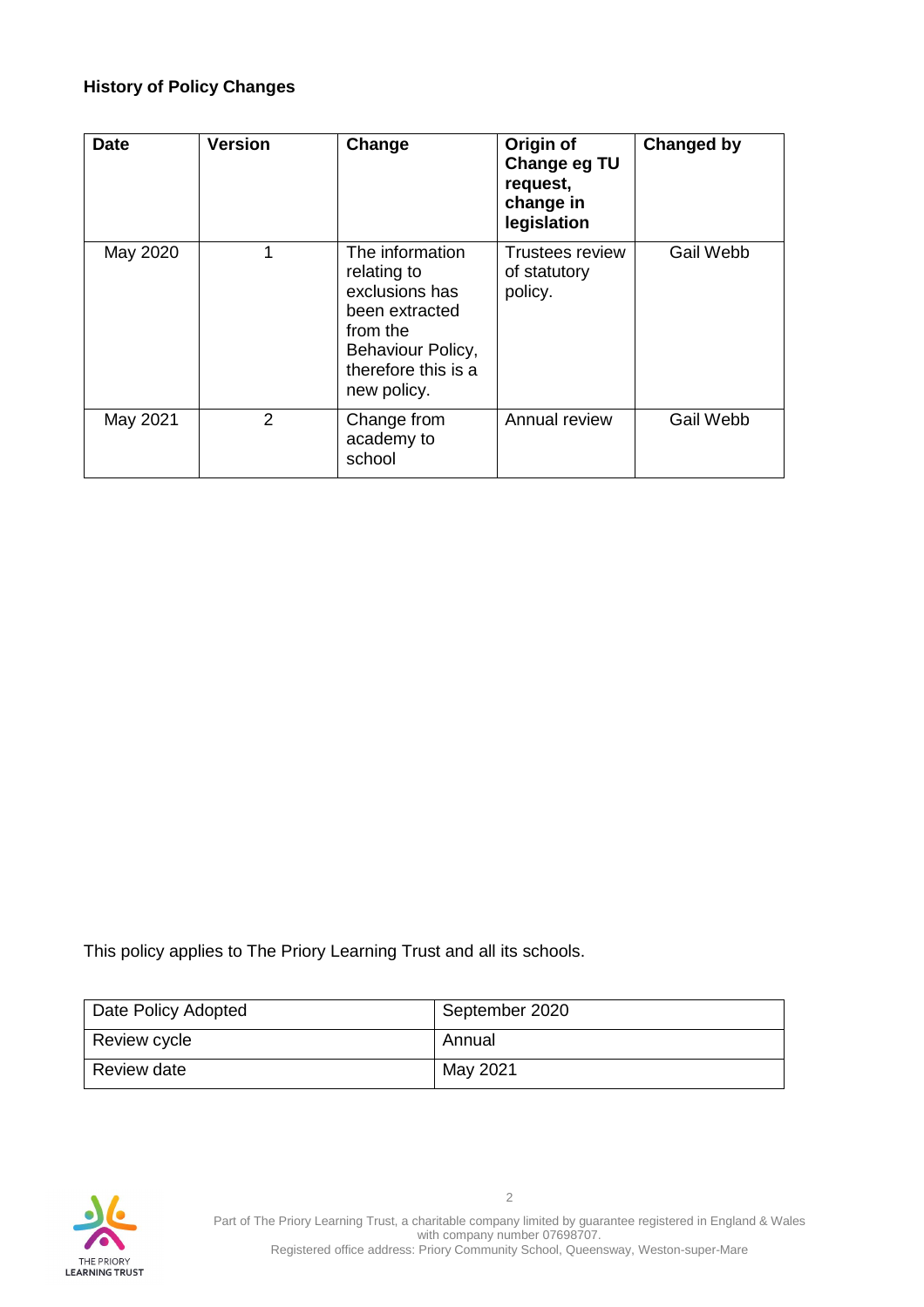**History of Policy Changes**

| Date | Version | Change | Origin of Change eg TU request, change in legislation | Changed by |
|---|---|---|---|---|
| May 2020 | 1 | The information relating to exclusions has been extracted from the Behaviour Policy, therefore this is a new policy. | Trustees review of statutory policy. | Gail Webb |
| May 2021 | 2 | Change from academy to school | Annual review | Gail Webb |

This policy applies to The Priory Learning Trust and all its schools.

| Date Policy Adopted | September 2020 |
|---|---|
| Review cycle | Annual |
| Review date | May 2021 |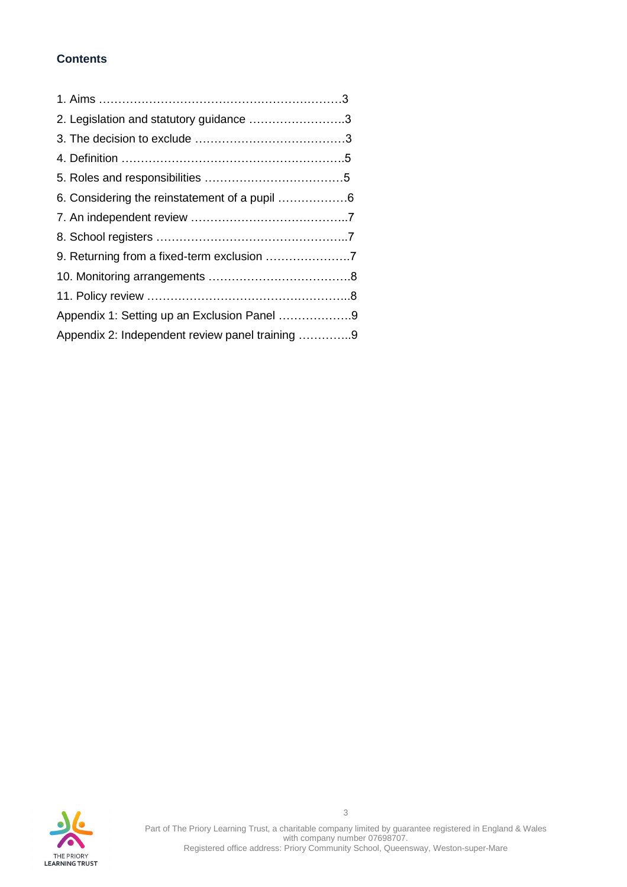**Contents**

1. Aims ……………………………………………………………3
2. Legislation and statutory guidance ……………………..3
3. The decision to exclude …………………………………3
4. Definition …………………………………………………5
5. Roles and responsibilities ………………………………5
6. Considering the reinstatement of a pupil ………………6
7. An independent review …………………………………..7
8. School registers …………………………………………..7
9. Returning from a fixed-term exclusion …………………7
10. Monitoring arrangements ………………………………8
11. Policy review ……………………………………………..8

Appendix 1: Setting up an Exclusion Panel ……………….9

Appendix 2: Independent review panel training …………..9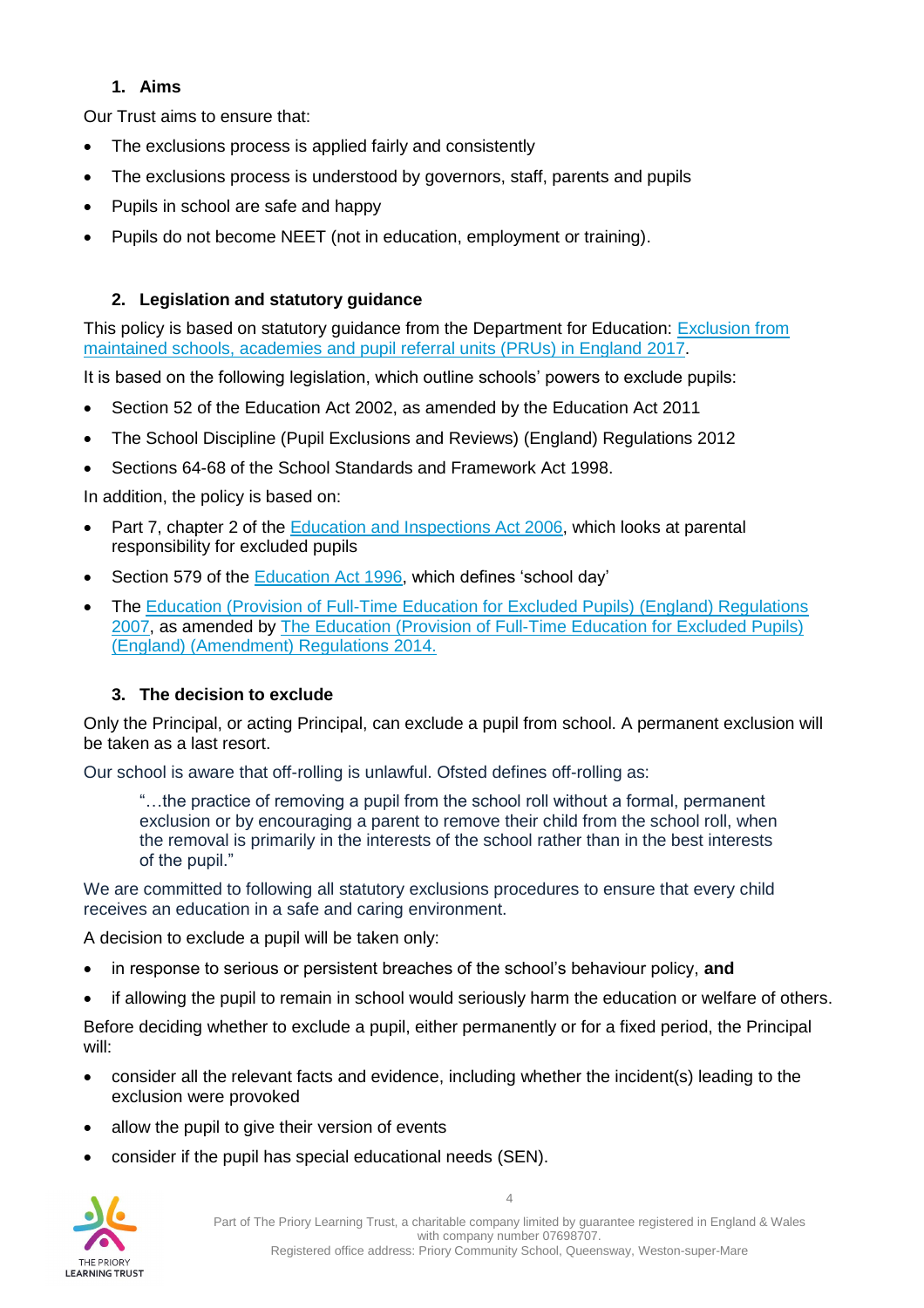## 1. Aims

Our Trust aims to ensure that:

- The exclusions process is applied fairly and consistently
- The exclusions process is understood by governors, staff, parents and pupils
- Pupils in school are safe and happy
- Pupils do not become NEET (not in education, employment or training).

## 2. Legislation and statutory guidance

This policy is based on statutory guidance from the Department for Education: [Exclusion from maintained schools, academies and pupil referral units (PRUs) in England 2017](#).

It is based on the following legislation, which outline schools' powers to exclude pupils:

- Section 52 of the Education Act 2002, as amended by the Education Act 2011
- The School Discipline (Pupil Exclusions and Reviews) (England) Regulations 2012
- Sections 64-68 of the School Standards and Framework Act 1998.

In addition, the policy is based on:

- Part 7, chapter 2 of the [Education and Inspections Act 2006](#), which looks at parental responsibility for excluded pupils
- Section 579 of the [Education Act 1996](#), which defines 'school day'
- The [Education (Provision of Full-Time Education for Excluded Pupils) (England) Regulations 2007](#), as amended by [The Education (Provision of Full-Time Education for Excluded Pupils) (England) (Amendment) Regulations 2014.](#)

## 3. The decision to exclude

Only the Principal, or acting Principal, can exclude a pupil from school. A permanent exclusion will be taken as a last resort.

Our school is aware that off-rolling is unlawful. Ofsted defines off-rolling as:

> "…the practice of removing a pupil from the school roll without a formal, permanent exclusion or by encouraging a parent to remove their child from the school roll, when the removal is primarily in the interests of the school rather than in the best interests of the pupil."

We are committed to following all statutory exclusions procedures to ensure that every child receives an education in a safe and caring environment.

A decision to exclude a pupil will be taken only:

- in response to serious or persistent breaches of the school's behaviour policy, **and**
- if allowing the pupil to remain in school would seriously harm the education or welfare of others.

Before deciding whether to exclude a pupil, either permanently or for a fixed period, the Principal will:

- consider all the relevant facts and evidence, including whether the incident(s) leading to the exclusion were provoked
- allow the pupil to give their version of events
- consider if the pupil has special educational needs (SEN).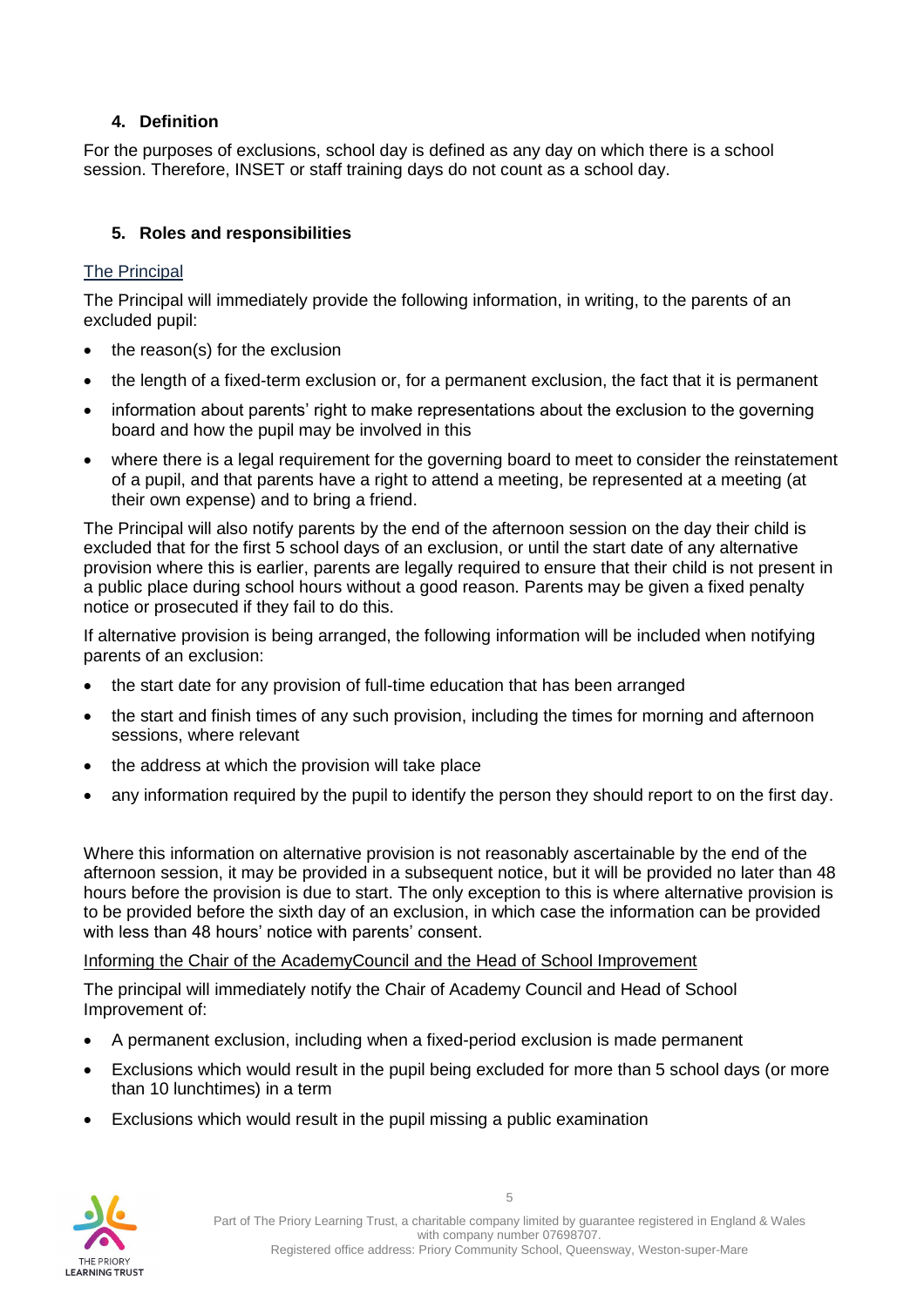## 4. Definition

For the purposes of exclusions, school day is defined as any day on which there is a school session. Therefore, INSET or staff training days do not count as a school day.

## 5. Roles and responsibilities

### The Principal

The Principal will immediately provide the following information, in writing, to the parents of an excluded pupil:

- the reason(s) for the exclusion
- the length of a fixed-term exclusion or, for a permanent exclusion, the fact that it is permanent
- information about parents' right to make representations about the exclusion to the governing board and how the pupil may be involved in this
- where there is a legal requirement for the governing board to meet to consider the reinstatement of a pupil, and that parents have a right to attend a meeting, be represented at a meeting (at their own expense) and to bring a friend.

The Principal will also notify parents by the end of the afternoon session on the day their child is excluded that for the first 5 school days of an exclusion, or until the start date of any alternative provision where this is earlier, parents are legally required to ensure that their child is not present in a public place during school hours without a good reason. Parents may be given a fixed penalty notice or prosecuted if they fail to do this.

If alternative provision is being arranged, the following information will be included when notifying parents of an exclusion:

- the start date for any provision of full-time education that has been arranged
- the start and finish times of any such provision, including the times for morning and afternoon sessions, where relevant
- the address at which the provision will take place
- any information required by the pupil to identify the person they should report to on the first day.

Where this information on alternative provision is not reasonably ascertainable by the end of the afternoon session, it may be provided in a subsequent notice, but it will be provided no later than 48 hours before the provision is due to start. The only exception to this is where alternative provision is to be provided before the sixth day of an exclusion, in which case the information can be provided with less than 48 hours' notice with parents' consent.

### Informing the Chair of the AcademyCouncil and the Head of School Improvement

The principal will immediately notify the Chair of Academy Council and Head of School Improvement of:

- A permanent exclusion, including when a fixed-period exclusion is made permanent
- Exclusions which would result in the pupil being excluded for more than 5 school days (or more than 10 lunchtimes) in a term
- Exclusions which would result in the pupil missing a public examination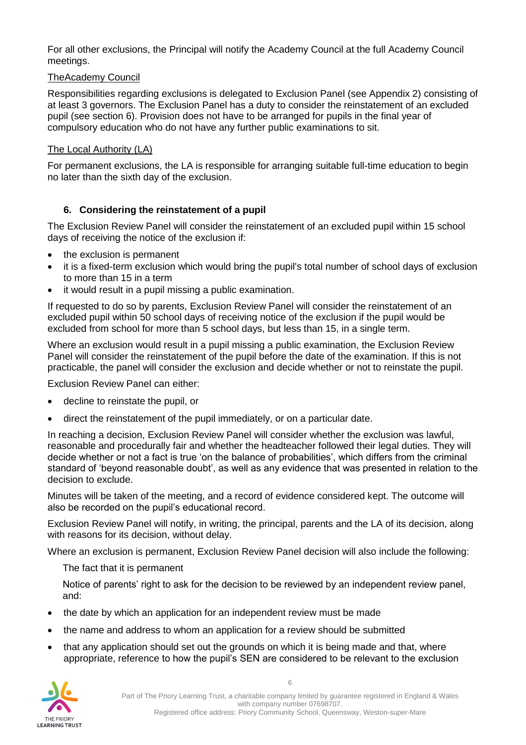For all other exclusions, the Principal will notify the Academy Council at the full Academy Council meetings.

TheAcademy Council

Responsibilities regarding exclusions is delegated to Exclusion Panel (see Appendix 2) consisting of at least 3 governors. The Exclusion Panel has a duty to consider the reinstatement of an excluded pupil (see section 6). Provision does not have to be arranged for pupils in the final year of compulsory education who do not have any further public examinations to sit.

The Local Authority (LA)

For permanent exclusions, the LA is responsible for arranging suitable full-time education to begin no later than the sixth day of the exclusion.

## 6. Considering the reinstatement of a pupil

The Exclusion Review Panel will consider the reinstatement of an excluded pupil within 15 school days of receiving the notice of the exclusion if:

- the exclusion is permanent
- it is a fixed-term exclusion which would bring the pupil's total number of school days of exclusion to more than 15 in a term
- it would result in a pupil missing a public examination.

If requested to do so by parents, Exclusion Review Panel will consider the reinstatement of an excluded pupil within 50 school days of receiving notice of the exclusion if the pupil would be excluded from school for more than 5 school days, but less than 15, in a single term.

Where an exclusion would result in a pupil missing a public examination, the Exclusion Review Panel will consider the reinstatement of the pupil before the date of the examination. If this is not practicable, the panel will consider the exclusion and decide whether or not to reinstate the pupil.

Exclusion Review Panel can either:

- decline to reinstate the pupil, or
- direct the reinstatement of the pupil immediately, or on a particular date.

In reaching a decision, Exclusion Review Panel will consider whether the exclusion was lawful, reasonable and procedurally fair and whether the headteacher followed their legal duties. They will decide whether or not a fact is true 'on the balance of probabilities', which differs from the criminal standard of 'beyond reasonable doubt', as well as any evidence that was presented in relation to the decision to exclude.

Minutes will be taken of the meeting, and a record of evidence considered kept. The outcome will also be recorded on the pupil's educational record.

Exclusion Review Panel will notify, in writing, the principal, parents and the LA of its decision, along with reasons for its decision, without delay.

Where an exclusion is permanent, Exclusion Review Panel decision will also include the following:

The fact that it is permanent

Notice of parents' right to ask for the decision to be reviewed by an independent review panel, and:

- the date by which an application for an independent review must be made
- the name and address to whom an application for a review should be submitted
- that any application should set out the grounds on which it is being made and that, where appropriate, reference to how the pupil's SEN are considered to be relevant to the exclusion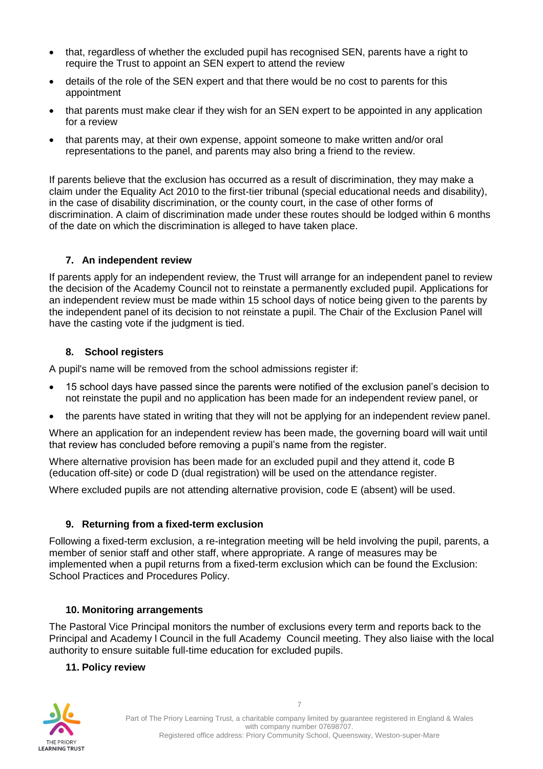- that, regardless of whether the excluded pupil has recognised SEN, parents have a right to require the Trust to appoint an SEN expert to attend the review
- details of the role of the SEN expert and that there would be no cost to parents for this appointment
- that parents must make clear if they wish for an SEN expert to be appointed in any application for a review
- that parents may, at their own expense, appoint someone to make written and/or oral representations to the panel, and parents may also bring a friend to the review.

If parents believe that the exclusion has occurred as a result of discrimination, they may make a claim under the Equality Act 2010 to the first-tier tribunal (special educational needs and disability), in the case of disability discrimination, or the county court, in the case of other forms of discrimination. A claim of discrimination made under these routes should be lodged within 6 months of the date on which the discrimination is alleged to have taken place.

## 7. An independent review

If parents apply for an independent review, the Trust will arrange for an independent panel to review the decision of the Academy Council not to reinstate a permanently excluded pupil. Applications for an independent review must be made within 15 school days of notice being given to the parents by the independent panel of its decision to not reinstate a pupil. The Chair of the Exclusion Panel will have the casting vote if the judgment is tied.

## 8. School registers

A pupil's name will be removed from the school admissions register if:

- 15 school days have passed since the parents were notified of the exclusion panel's decision to not reinstate the pupil and no application has been made for an independent review panel, or
- the parents have stated in writing that they will not be applying for an independent review panel.

Where an application for an independent review has been made, the governing board will wait until that review has concluded before removing a pupil's name from the register.

Where alternative provision has been made for an excluded pupil and they attend it, code B (education off-site) or code D (dual registration) will be used on the attendance register.

Where excluded pupils are not attending alternative provision, code E (absent) will be used.

## 9. Returning from a fixed-term exclusion

Following a fixed-term exclusion, a re-integration meeting will be held involving the pupil, parents, a member of senior staff and other staff, where appropriate. A range of measures may be implemented when a pupil returns from a fixed-term exclusion which can be found the Exclusion: School Practices and Procedures Policy.

## 10. Monitoring arrangements

The Pastoral Vice Principal monitors the number of exclusions every term and reports back to the Principal and Academy l Council in the full Academy Council meeting. They also liaise with the local authority to ensure suitable full-time education for excluded pupils.

## 11. Policy review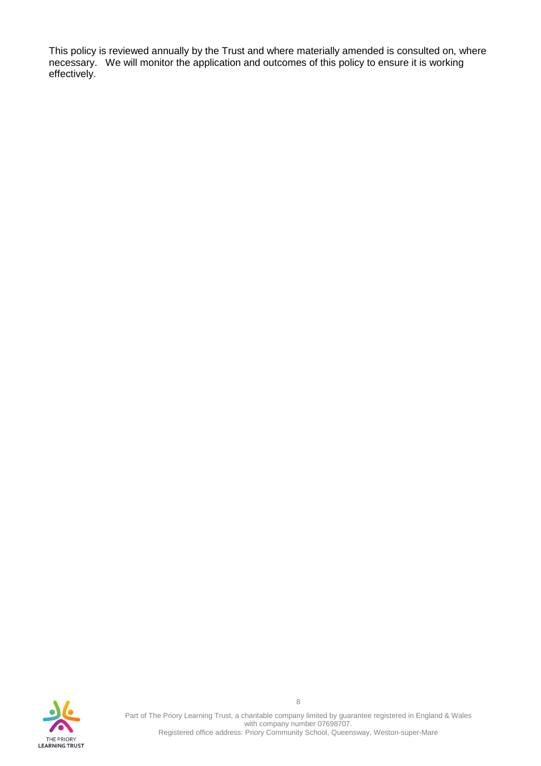This policy is reviewed annually by the Trust and where materially amended is consulted on, where necessary. We will monitor the application and outcomes of this policy to ensure it is working effectively.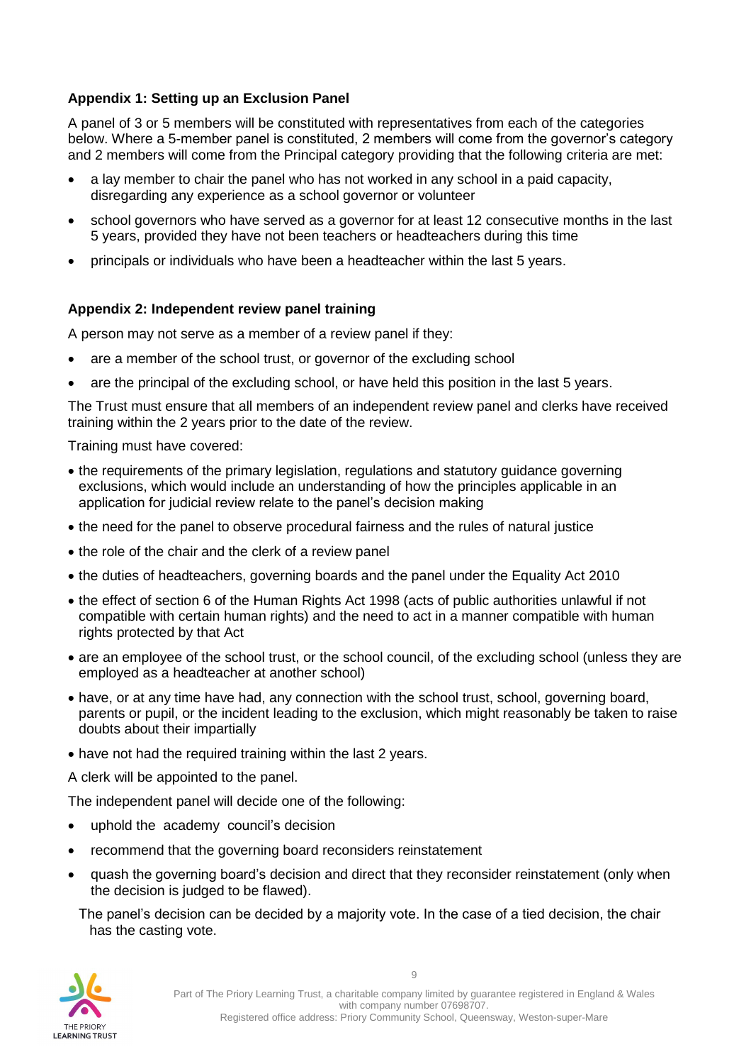**Appendix 1: Setting up an Exclusion Panel**

A panel of 3 or 5 members will be constituted with representatives from each of the categories below. Where a 5-member panel is constituted, 2 members will come from the governor's category and 2 members will come from the Principal category providing that the following criteria are met:

- a lay member to chair the panel who has not worked in any school in a paid capacity, disregarding any experience as a school governor or volunteer
- school governors who have served as a governor for at least 12 consecutive months in the last 5 years, provided they have not been teachers or headteachers during this time
- principals or individuals who have been a headteacher within the last 5 years.

**Appendix 2: Independent review panel training**

A person may not serve as a member of a review panel if they:

- are a member of the school trust, or governor of the excluding school
- are the principal of the excluding school, or have held this position in the last 5 years.

The Trust must ensure that all members of an independent review panel and clerks have received training within the 2 years prior to the date of the review.

Training must have covered:

- the requirements of the primary legislation, regulations and statutory guidance governing exclusions, which would include an understanding of how the principles applicable in an application for judicial review relate to the panel's decision making
- the need for the panel to observe procedural fairness and the rules of natural justice
- the role of the chair and the clerk of a review panel
- the duties of headteachers, governing boards and the panel under the Equality Act 2010
- the effect of section 6 of the Human Rights Act 1998 (acts of public authorities unlawful if not compatible with certain human rights) and the need to act in a manner compatible with human rights protected by that Act
- are an employee of the school trust, or the school council, of the excluding school (unless they are employed as a headteacher at another school)
- have, or at any time have had, any connection with the school trust, school, governing board, parents or pupil, or the incident leading to the exclusion, which might reasonably be taken to raise doubts about their impartially
- have not had the required training within the last 2 years.

A clerk will be appointed to the panel.

The independent panel will decide one of the following:

- uphold the academy council's decision
- recommend that the governing board reconsiders reinstatement
- quash the governing board's decision and direct that they reconsider reinstatement (only when the decision is judged to be flawed).

The panel's decision can be decided by a majority vote. In the case of a tied decision, the chair has the casting vote.